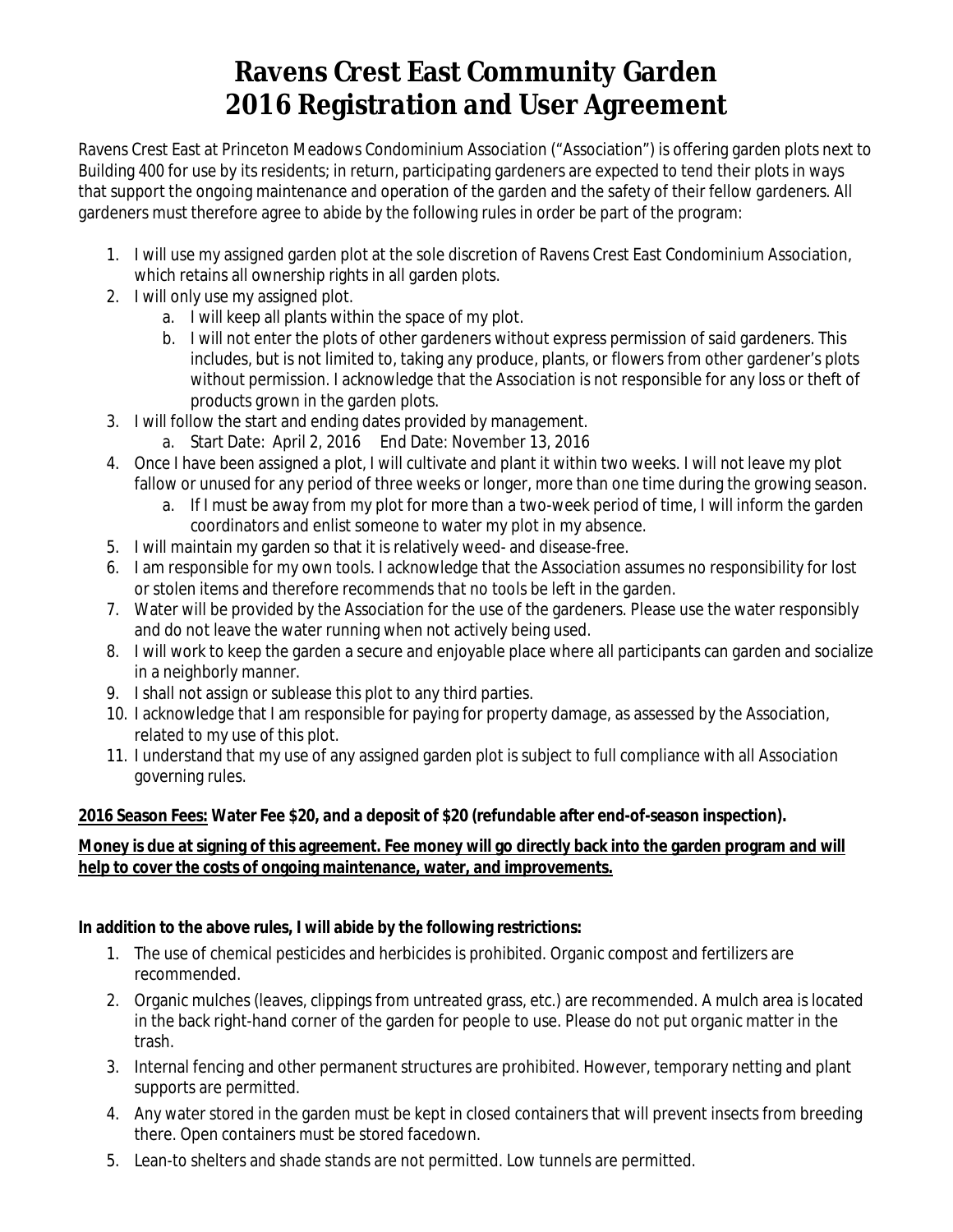# Ravens Crest East Community Garden
# 2016 Registration and User Agreement

Ravens Crest East at Princeton Meadows Condominium Association ("Association") is offering garden plots next to Building 400 for use by its residents; in return, participating gardeners are expected to tend their plots in ways that support the ongoing maintenance and operation of the garden and the safety of their fellow gardeners. All gardeners must therefore agree to abide by the following rules in order be part of the program:

1. I will use my assigned garden plot at the sole discretion of Ravens Crest East Condominium Association, which retains all ownership rights in all garden plots.
2. I will only use my assigned plot.
   a. I will keep all plants within the space of my plot.
   b. I will not enter the plots of other gardeners without express permission of said gardeners. This includes, but is not limited to, taking any produce, plants, or flowers from other gardener's plots without permission. I acknowledge that the Association is not responsible for any loss or theft of products grown in the garden plots.
3. I will follow the start and ending dates provided by management.
   a. Start Date: April 2, 2016 End Date: November 13, 2016
4. Once I have been assigned a plot, I will cultivate and plant it within two weeks. I will not leave my plot fallow or unused for any period of three weeks or longer, more than one time during the growing season.
   a. If I must be away from my plot for more than a two-week period of time, I will inform the garden coordinators and enlist someone to water my plot in my absence.
5. I will maintain my garden so that it is relatively weed- and disease-free.
6. I am responsible for my own tools. I acknowledge that the Association assumes no responsibility for lost or stolen items and therefore recommends that no tools be left in the garden.
7. Water will be provided by the Association for the use of the gardeners. Please use the water responsibly and do not leave the water running when not actively being used.
8. I will work to keep the garden a secure and enjoyable place where all participants can garden and socialize in a neighborly manner.
9. I shall not assign or sublease this plot to any third parties.
10. I acknowledge that I am responsible for paying for property damage, as assessed by the Association, related to my use of this plot.
11. I understand that my use of any assigned garden plot is subject to full compliance with all Association governing rules.

**<u>2016 Season Fees:</u> Water Fee $20, and a deposit of $20 (refundable after end-of-season inspection).**

**<u>Money is due at signing of this agreement. Fee money will go directly back into the garden program and will help to cover the costs of ongoing maintenance, water, and improvements.</u>**

**In addition to the above rules, I will abide by the following restrictions:**

1. The use of chemical pesticides and herbicides is prohibited. Organic compost and fertilizers are recommended.
2. Organic mulches (leaves, clippings from untreated grass, etc.) are recommended. A mulch area is located in the back right-hand corner of the garden for people to use. Please do not put organic matter in the trash.
3. Internal fencing and other permanent structures are prohibited. However, temporary netting and plant supports are permitted.
4. Any water stored in the garden must be kept in closed containers that will prevent insects from breeding there. Open containers must be stored facedown.
5. Lean-to shelters and shade stands are not permitted. Low tunnels are permitted.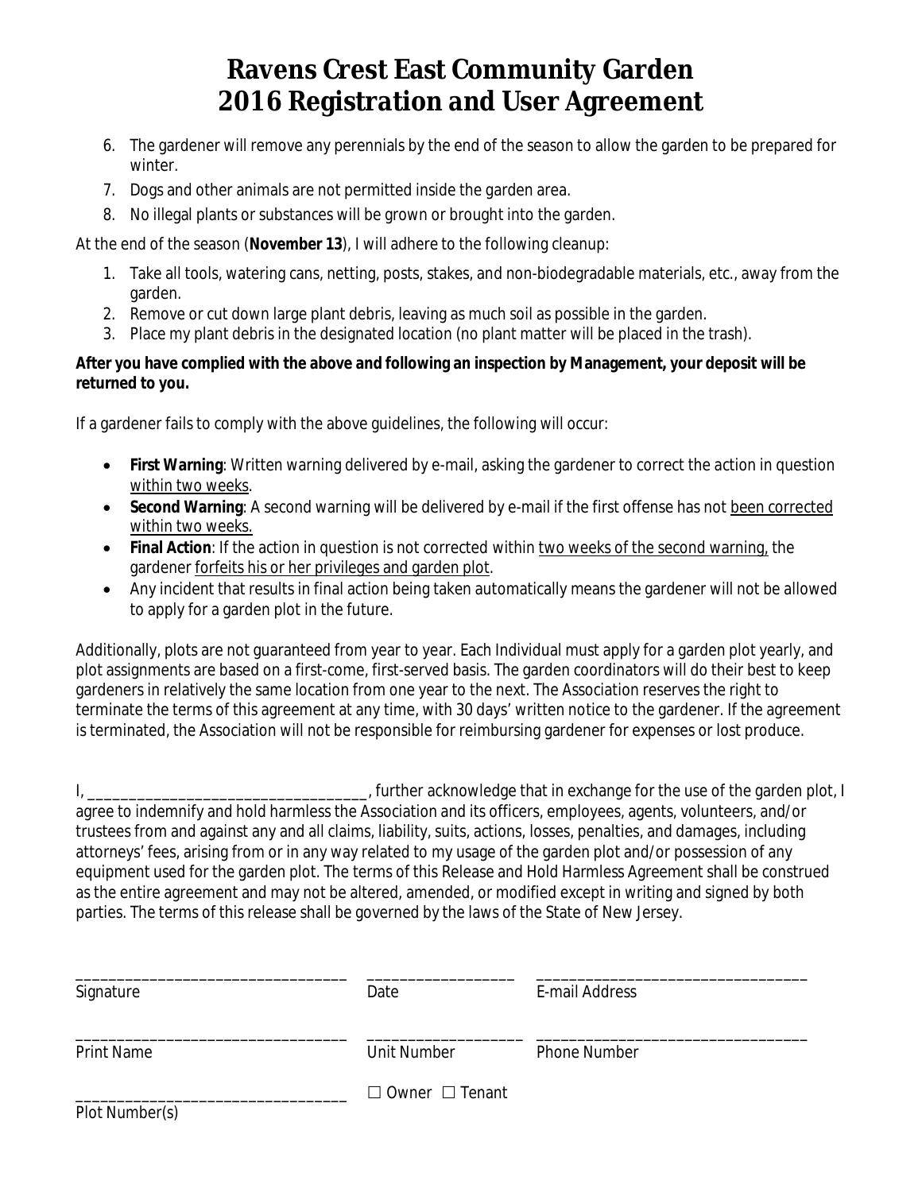# Ravens Crest East Community Garden
# 2016 Registration and User Agreement

6. The gardener will remove any perennials by the end of the season to allow the garden to be prepared for winter.
7. Dogs and other animals are not permitted inside the garden area.
8. No illegal plants or substances will be grown or brought into the garden.

At the end of the season (**November 13**), I will adhere to the following cleanup:

1. Take all tools, watering cans, netting, posts, stakes, and non-biodegradable materials, etc., away from the garden.
2. Remove or cut down large plant debris, leaving as much soil as possible in the garden.
3. Place my plant debris in the designated location (no plant matter will be placed in the trash).

**After you have complied with the above and following an inspection by Management, your deposit will be returned to you.**

If a gardener fails to comply with the above guidelines, the following will occur:

- **First Warning**: Written warning delivered by e-mail, asking the gardener to correct the action in question within two weeks.
- **Second Warning**: A second warning will be delivered by e-mail if the first offense has not been corrected within two weeks.
- **Final Action**: If the action in question is not corrected within two weeks of the second warning, the gardener forfeits his or her privileges and garden plot.
- Any incident that results in final action being taken automatically means the gardener will not be allowed to apply for a garden plot in the future.

Additionally, plots are not guaranteed from year to year. Each Individual must apply for a garden plot yearly, and plot assignments are based on a first-come, first-served basis. The garden coordinators will do their best to keep gardeners in relatively the same location from one year to the next. The Association reserves the right to terminate the terms of this agreement at any time, with 30 days' written notice to the gardener. If the agreement is terminated, the Association will not be responsible for reimbursing gardener for expenses or lost produce.

I, __________________________________, further acknowledge that in exchange for the use of the garden plot, I agree to indemnify and hold harmless the Association and its officers, employees, agents, volunteers, and/or trustees from and against any and all claims, liability, suits, actions, losses, penalties, and damages, including attorneys' fees, arising from or in any way related to my usage of the garden plot and/or possession of any equipment used for the garden plot. The terms of this Release and Hold Harmless Agreement shall be construed as the entire agreement and may not be altered, amended, or modified except in writing and signed by both parties. The terms of this release shall be governed by the laws of the State of New Jersey.

_________________________________ ________________ _________________________________
Signature Date E-mail Address

_________________________________ ________________ _________________________________
Print Name Unit Number Phone Number

_________________________________ ☐ Owner ☐ Tenant
Plot Number(s)